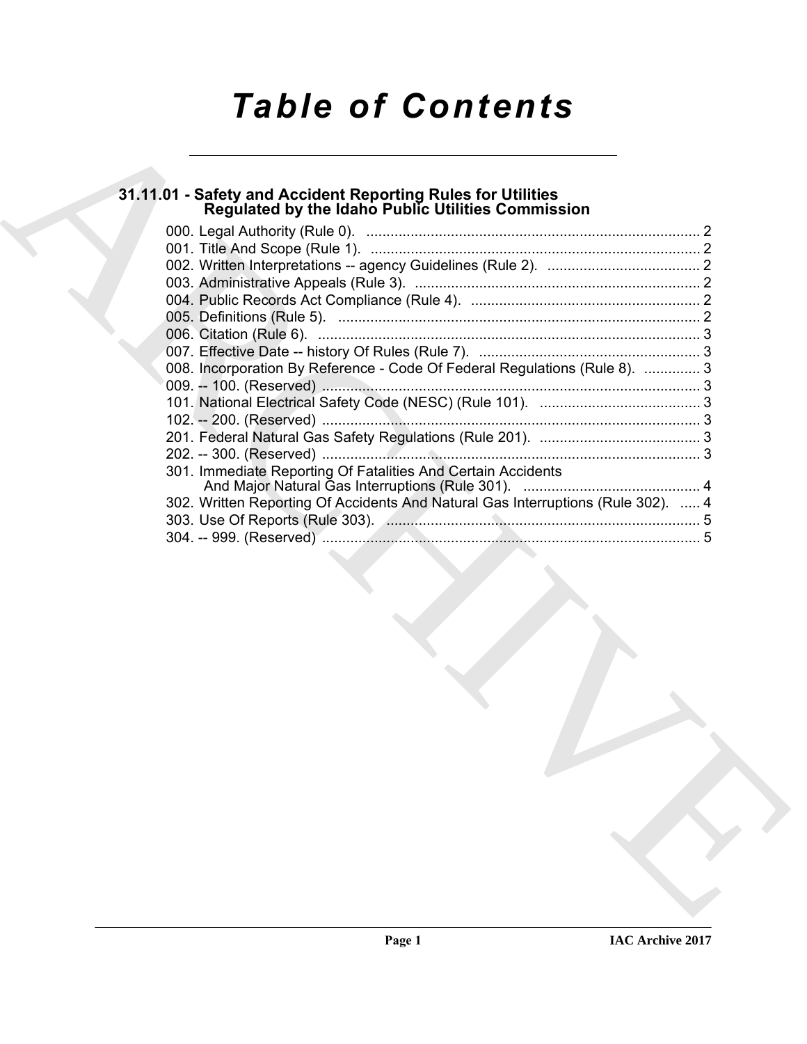# Table of Contents

## 31.11.01 - Safety and Accident Reporting Rules for Utilities Regulated by the Idaho Public Utilities Commission

000. Legal Authority (Rule 0). .... 2
001. Title And Scope (Rule 1). .... 2
002. Written Interpretations -- agency Guidelines (Rule 2). .... 2
003. Administrative Appeals (Rule 3). .... 2
004. Public Records Act Compliance (Rule 4). .... 2
005. Definitions (Rule 5). .... 2
006. Citation (Rule 6). .... 3
007. Effective Date -- history Of Rules (Rule 7). .... 3
008. Incorporation By Reference - Code Of Federal Regulations (Rule 8). .... 3
009. -- 100. (Reserved) .... 3
101. National Electrical Safety Code (NESC) (Rule 101). .... 3
102. -- 200. (Reserved) .... 3
201. Federal Natural Gas Safety Regulations (Rule 201). .... 3
202. -- 300. (Reserved) .... 3
301. Immediate Reporting Of Fatalities And Certain Accidents And Major Natural Gas Interruptions (Rule 301). .... 4
302. Written Reporting Of Accidents And Natural Gas Interruptions (Rule 302). .... 4
303. Use Of Reports (Rule 303). .... 5
304. -- 999. (Reserved) .... 5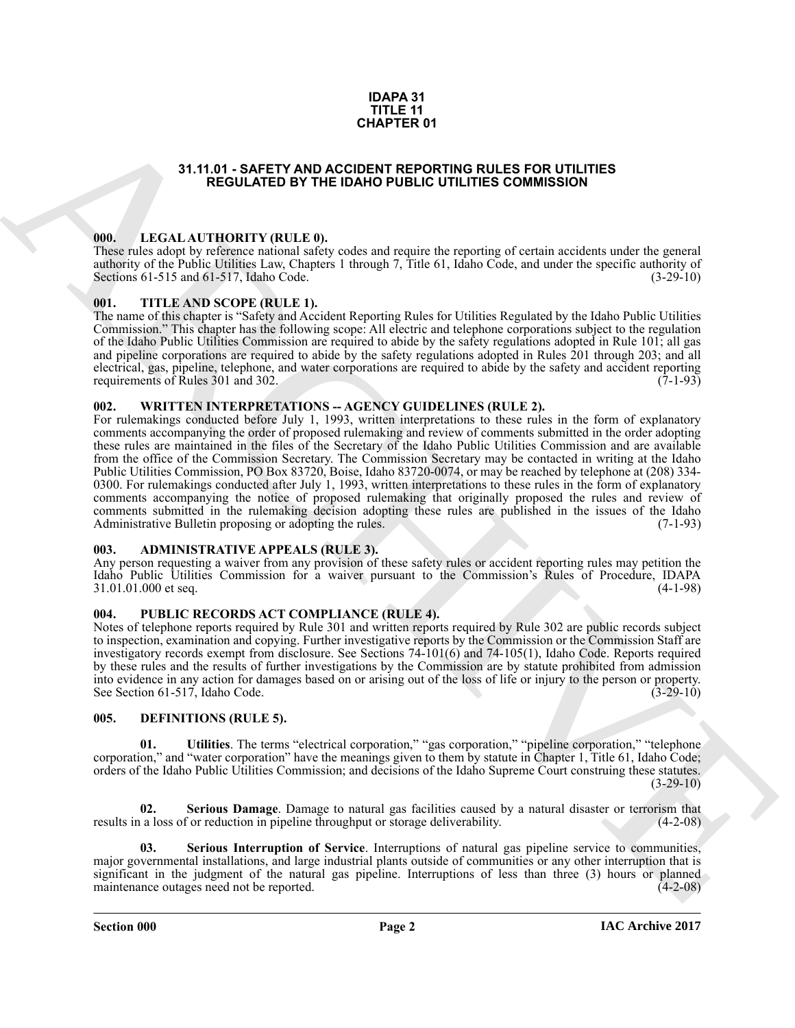**IDAPA 31**
**TITLE 11**
**CHAPTER 01**

# 31.11.01 - SAFETY AND ACCIDENT REPORTING RULES FOR UTILITIES REGULATED BY THE IDAHO PUBLIC UTILITIES COMMISSION

## 000. LEGAL AUTHORITY (RULE 0).

These rules adopt by reference national safety codes and require the reporting of certain accidents under the general authority of the Public Utilities Law, Chapters 1 through 7, Title 61, Idaho Code, and under the specific authority of Sections 61-515 and 61-517, Idaho Code. (3-29-10)

## 001. TITLE AND SCOPE (RULE 1).

The name of this chapter is "Safety and Accident Reporting Rules for Utilities Regulated by the Idaho Public Utilities Commission." This chapter has the following scope: All electric and telephone corporations subject to the regulation of the Idaho Public Utilities Commission are required to abide by the safety regulations adopted in Rule 101; all gas and pipeline corporations are required to abide by the safety regulations adopted in Rules 201 through 203; and all electrical, gas, pipeline, telephone, and water corporations are required to abide by the safety and accident reporting requirements of Rules 301 and 302. (7-1-93)

## 002. WRITTEN INTERPRETATIONS -- AGENCY GUIDELINES (RULE 2).

For rulemakings conducted before July 1, 1993, written interpretations to these rules in the form of explanatory comments accompanying the order of proposed rulemaking and review of comments submitted in the order adopting these rules are maintained in the files of the Secretary of the Idaho Public Utilities Commission and are available from the office of the Commission Secretary. The Commission Secretary may be contacted in writing at the Idaho Public Utilities Commission, PO Box 83720, Boise, Idaho 83720-0074, or may be reached by telephone at (208) 334-0300. For rulemakings conducted after July 1, 1993, written interpretations to these rules in the form of explanatory comments accompanying the notice of proposed rulemaking that originally proposed the rules and review of comments submitted in the rulemaking decision adopting these rules are published in the issues of the Idaho Administrative Bulletin proposing or adopting the rules. (7-1-93)

## 003. ADMINISTRATIVE APPEALS (RULE 3).

Any person requesting a waiver from any provision of these safety rules or accident reporting rules may petition the Idaho Public Utilities Commission for a waiver pursuant to the Commission's Rules of Procedure, IDAPA 31.01.01.000 et seq. (4-1-98)

## 004. PUBLIC RECORDS ACT COMPLIANCE (RULE 4).

Notes of telephone reports required by Rule 301 and written reports required by Rule 302 are public records subject to inspection, examination and copying. Further investigative reports by the Commission or the Commission Staff are investigatory records exempt from disclosure. See Sections 74-101(6) and 74-105(1), Idaho Code. Reports required by these rules and the results of further investigations by the Commission are by statute prohibited from admission into evidence in any action for damages based on or arising out of the loss of life or injury to the person or property. See Section 61-517, Idaho Code. (3-29-10)

## 005. DEFINITIONS (RULE 5).

**01. Utilities**. The terms "electrical corporation," "gas corporation," "pipeline corporation," "telephone corporation," and "water corporation" have the meanings given to them by statute in Chapter 1, Title 61, Idaho Code; orders of the Idaho Public Utilities Commission; and decisions of the Idaho Supreme Court construing these statutes. (3-29-10)

**02. Serious Damage**. Damage to natural gas facilities caused by a natural disaster or terrorism that results in a loss of or reduction in pipeline throughput or storage deliverability. (4-2-08)

**03. Serious Interruption of Service**. Interruptions of natural gas pipeline service to communities, major governmental installations, and large industrial plants outside of communities or any other interruption that is significant in the judgment of the natural gas pipeline. Interruptions of less than three (3) hours or planned maintenance outages need not be reported. (4-2-08)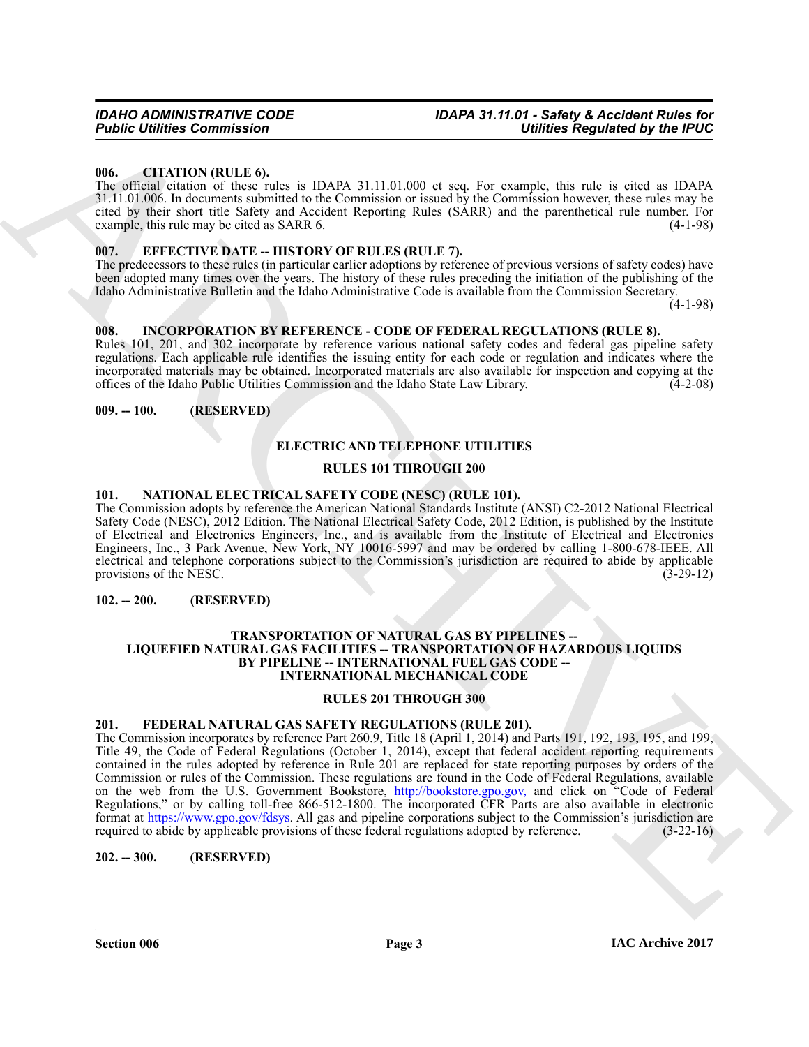### 006. CITATION (RULE 6).

The official citation of these rules is IDAPA 31.11.01.000 et seq. For example, this rule is cited as IDAPA 31.11.01.006. In documents submitted to the Commission or issued by the Commission however, these rules may be cited by their short title Safety and Accident Reporting Rules (SARR) and the parenthetical rule number. For example, this rule may be cited as SARR 6. (4-1-98)

### 007. EFFECTIVE DATE -- HISTORY OF RULES (RULE 7).

The predecessors to these rules (in particular earlier adoptions by reference of previous versions of safety codes) have been adopted many times over the years. The history of these rules preceding the initiation of the publishing of the Idaho Administrative Bulletin and the Idaho Administrative Code is available from the Commission Secretary. (4-1-98)

### 008. INCORPORATION BY REFERENCE - CODE OF FEDERAL REGULATIONS (RULE 8).

Rules 101, 201, and 302 incorporate by reference various national safety codes and federal gas pipeline safety regulations. Each applicable rule identifies the issuing entity for each code or regulation and indicates where the incorporated materials may be obtained. Incorporated materials are also available for inspection and copying at the offices of the Idaho Public Utilities Commission and the Idaho State Law Library. (4-2-08)

### 009. -- 100. (RESERVED)

## ELECTRIC AND TELEPHONE UTILITIES

## RULES 101 THROUGH 200

### 101. NATIONAL ELECTRICAL SAFETY CODE (NESC) (RULE 101).

The Commission adopts by reference the American National Standards Institute (ANSI) C2-2012 National Electrical Safety Code (NESC), 2012 Edition. The National Electrical Safety Code, 2012 Edition, is published by the Institute of Electrical and Electronics Engineers, Inc., and is available from the Institute of Electrical and Electronics Engineers, Inc., 3 Park Avenue, New York, NY 10016-5997 and may be ordered by calling 1-800-678-IEEE. All electrical and telephone corporations subject to the Commission's jurisdiction are required to abide by applicable provisions of the NESC. (3-29-12)

### 102. -- 200. (RESERVED)

## TRANSPORTATION OF NATURAL GAS BY PIPELINES -- LIQUEFIED NATURAL GAS FACILITIES -- TRANSPORTATION OF HAZARDOUS LIQUIDS BY PIPELINE -- INTERNATIONAL FUEL GAS CODE -- INTERNATIONAL MECHANICAL CODE

## RULES 201 THROUGH 300

### 201. FEDERAL NATURAL GAS SAFETY REGULATIONS (RULE 201).

The Commission incorporates by reference Part 260.9, Title 18 (April 1, 2014) and Parts 191, 192, 193, 195, and 199, Title 49, the Code of Federal Regulations (October 1, 2014), except that federal accident reporting requirements contained in the rules adopted by reference in Rule 201 are replaced for state reporting purposes by orders of the Commission or rules of the Commission. These regulations are found in the Code of Federal Regulations, available on the web from the U.S. Government Bookstore, http://bookstore.gpo.gov, and click on "Code of Federal Regulations," or by calling toll-free 866-512-1800. The incorporated CFR Parts are also available in electronic format at https://www.gpo.gov/fdsys. All gas and pipeline corporations subject to the Commission's jurisdiction are required to abide by applicable provisions of these federal regulations adopted by reference. (3-22-16)

### 202. -- 300. (RESERVED)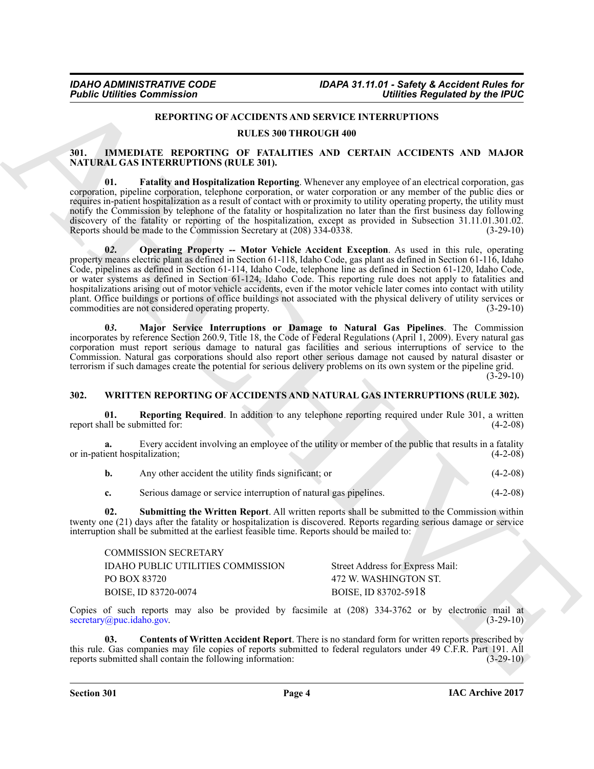## REPORTING OF ACCIDENTS AND SERVICE INTERRUPTIONS

## RULES 300 THROUGH 400

### 301. IMMEDIATE REPORTING OF FATALITIES AND CERTAIN ACCIDENTS AND MAJOR NATURAL GAS INTERRUPTIONS (RULE 301).

**01. Fatality and Hospitalization Reporting**. Whenever any employee of an electrical corporation, gas corporation, pipeline corporation, telephone corporation, or water corporation or any member of the public dies or requires in-patient hospitalization as a result of contact with or proximity to utility operating property, the utility must notify the Commission by telephone of the fatality or hospitalization no later than the first business day following discovery of the fatality or reporting of the hospitalization, except as provided in Subsection 31.11.01.301.02. Reports should be made to the Commission Secretary at (208) 334-0338. (3-29-10)

**0*2*. Operating Property -- Motor Vehicle Accident Exception**. As used in this rule, operating property means electric plant as defined in Section 61-118, Idaho Code, gas plant as defined in Section 61-116, Idaho Code, pipelines as defined in Section 61-114, Idaho Code, telephone line as defined in Section 61-120, Idaho Code, or water systems as defined in Section 61-124, Idaho Code. This reporting rule does not apply to fatalities and hospitalizations arising out of motor vehicle accidents, even if the motor vehicle later comes into contact with utility plant. Office buildings or portions of office buildings not associated with the physical delivery of utility services or commodities are not considered operating property. (3-29-10)

**0*3*. Major Service Interruptions or Damage to Natural Gas Pipelines**. The Commission incorporates by reference Section 260.9, Title 18, the Code of Federal Regulations (April 1, 2009). Every natural gas corporation must report serious damage to natural gas facilities and serious interruptions of service to the Commission. Natural gas corporations should also report other serious damage not caused by natural disaster or terrorism if such damages create the potential for serious delivery problems on its own system or the pipeline grid. (3-29-10)

### 302. WRITTEN REPORTING OF ACCIDENTS AND NATURAL GAS INTERRUPTIONS (RULE 302).

**01. Reporting Required**. In addition to any telephone reporting required under Rule 301, a written report shall be submitted for: (4-2-08)

**a.** Every accident involving an employee of the utility or member of the public that results in a fatality or in-patient hospitalization; (4-2-08)

**b.** Any other accident the utility finds significant; or (4-2-08)

**c.** Serious damage or service interruption of natural gas pipelines. (4-2-08)

**02. Submitting the Written Report**. All written reports shall be submitted to the Commission within twenty one (21) days after the fatality or hospitalization is discovered. Reports regarding serious damage or service interruption shall be submitted at the earliest feasible time. Reports should be mailed to:

| | |
|---|---|
| COMMISSION SECRETARY | |
| IDAHO PUBLIC UTILITIES COMMISSION | Street Address for Express Mail: |
| PO BOX 83720 | 472 W. WASHINGTON ST. |
| BOISE, ID 83720-0074 | BOISE, ID 83702-5918 |

Copies of such reports may also be provided by facsimile at (208) 334-3762 or by electronic mail at secretary@puc.idaho.gov. (3-29-10)

**03. Contents of Written Accident Report**. There is no standard form for written reports prescribed by this rule. Gas companies may file copies of reports submitted to federal regulators under 49 C.F.R. Part 191. All reports submitted shall contain the following information: (3-29-10)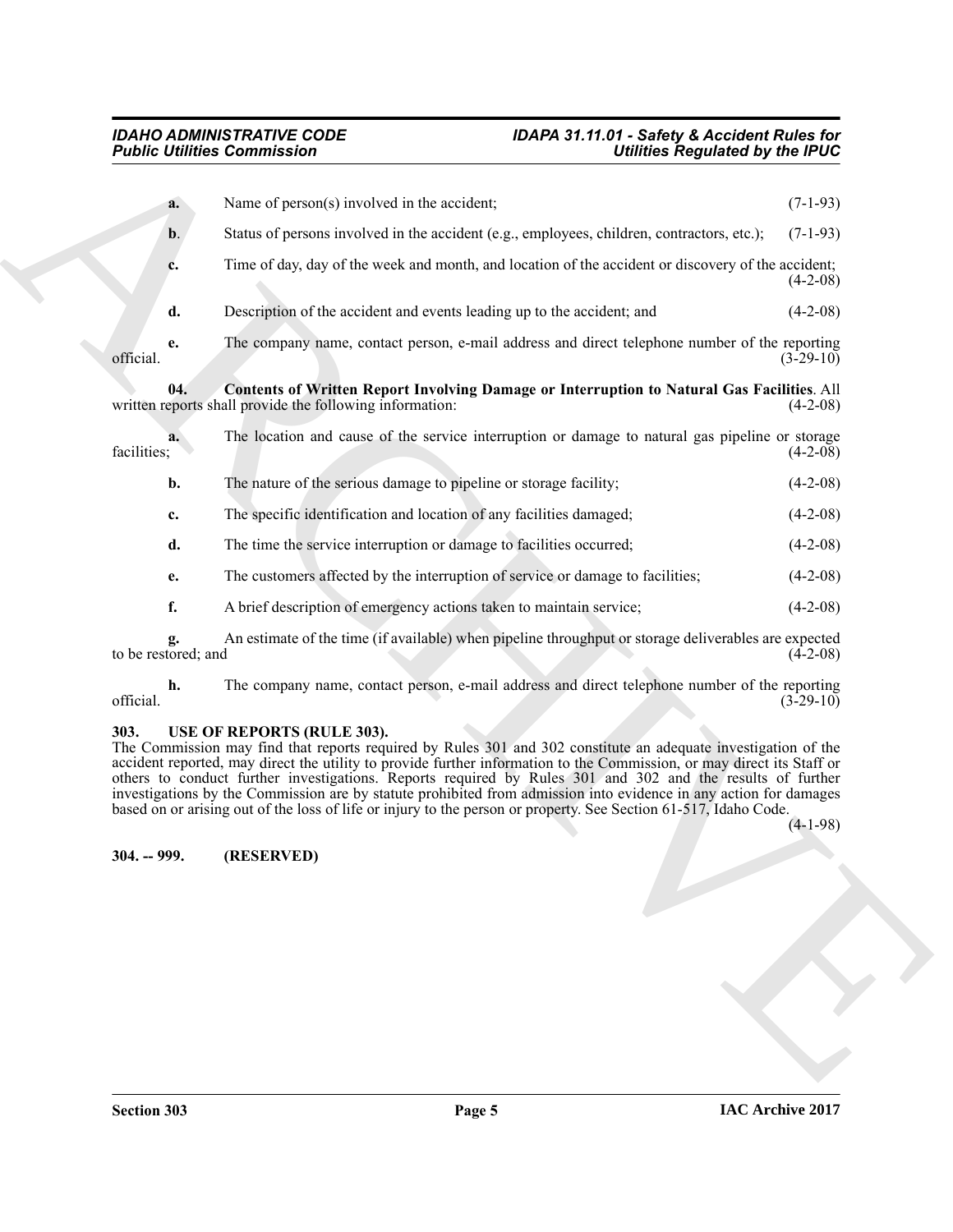**a.** Name of person(s) involved in the accident; (7-1-93)

**b**. Status of persons involved in the accident (e.g., employees, children, contractors, etc.); (7-1-93)

**c.** Time of day, day of the week and month, and location of the accident or discovery of the accident; (4-2-08)

**d.** Description of the accident and events leading up to the accident; and (4-2-08)

**e.** The company name, contact person, e-mail address and direct telephone number of the reporting official. (3-29-10)

**04. Contents of Written Report Involving Damage or Interruption to Natural Gas Facilities**. All written reports shall provide the following information: (4-2-08)

**a.** The location and cause of the service interruption or damage to natural gas pipeline or storage facilities; (4-2-08)

**b.** The nature of the serious damage to pipeline or storage facility; (4-2-08)

**c.** The specific identification and location of any facilities damaged; (4-2-08)

**d.** The time the service interruption or damage to facilities occurred; (4-2-08)

**e.** The customers affected by the interruption of service or damage to facilities; (4-2-08)

**f.** A brief description of emergency actions taken to maintain service; (4-2-08)

**g.** An estimate of the time (if available) when pipeline throughput or storage deliverables are expected to be restored; and (4-2-08)

**h.** The company name, contact person, e-mail address and direct telephone number of the reporting official. (3-29-10)

## 303. USE OF REPORTS (RULE 303).

The Commission may find that reports required by Rules 301 and 302 constitute an adequate investigation of the accident reported, may direct the utility to provide further information to the Commission, or may direct its Staff or others to conduct further investigations. Reports required by Rules 301 and 302 and the results of further investigations by the Commission are by statute prohibited from admission into evidence in any action for damages based on or arising out of the loss of life or injury to the person or property. See Section 61-517, Idaho Code. (4-1-98)

## 304. -- 999. (RESERVED)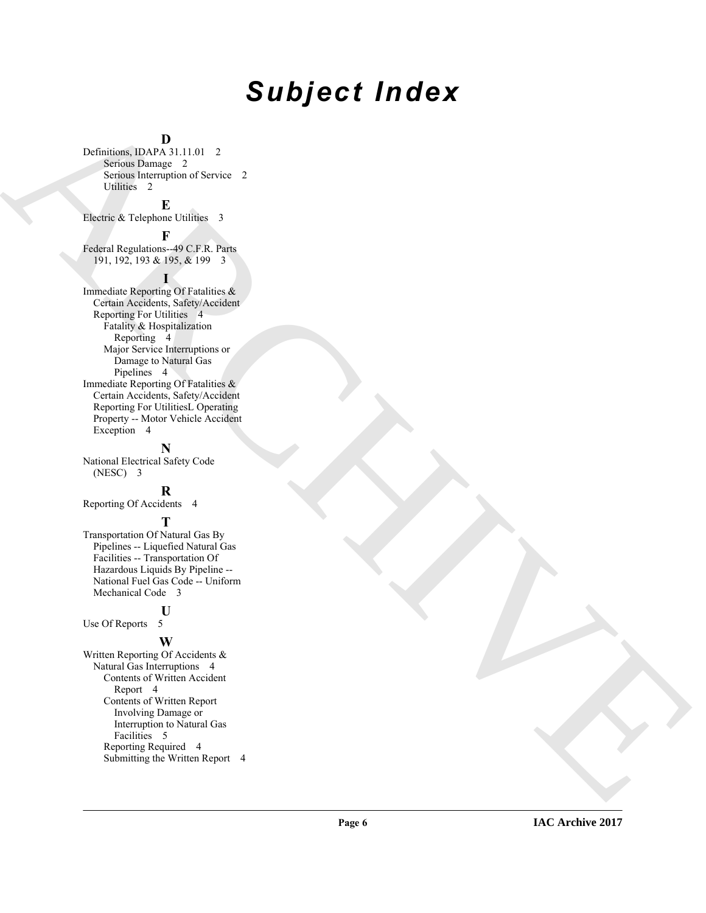# Subject Index

**D**

Definitions, IDAPA 31.11.01 2
- Serious Damage 2
- Serious Interruption of Service 2
- Utilities 2

**E**

Electric & Telephone Utilities 3

**F**

Federal Regulations--49 C.F.R. Parts 191, 192, 193 & 195, & 199 3

**I**

Immediate Reporting Of Fatalities & Certain Accidents, Safety/Accident Reporting For Utilities 4
- Fatality & Hospitalization Reporting 4
- Major Service Interruptions or Damage to Natural Gas Pipelines 4

Immediate Reporting Of Fatalities & Certain Accidents, Safety/Accident Reporting For UtilitiesL Operating Property -- Motor Vehicle Accident Exception 4

**N**

National Electrical Safety Code (NESC) 3

**R**

Reporting Of Accidents 4

**T**

Transportation Of Natural Gas By Pipelines -- Liquefied Natural Gas Facilities -- Transportation Of Hazardous Liquids By Pipeline -- National Fuel Gas Code -- Uniform Mechanical Code 3

**U**

Use Of Reports 5

**W**

Written Reporting Of Accidents & Natural Gas Interruptions 4
- Contents of Written Accident Report 4
- Contents of Written Report Involving Damage or Interruption to Natural Gas Facilities 5
- Reporting Required 4
- Submitting the Written Report 4